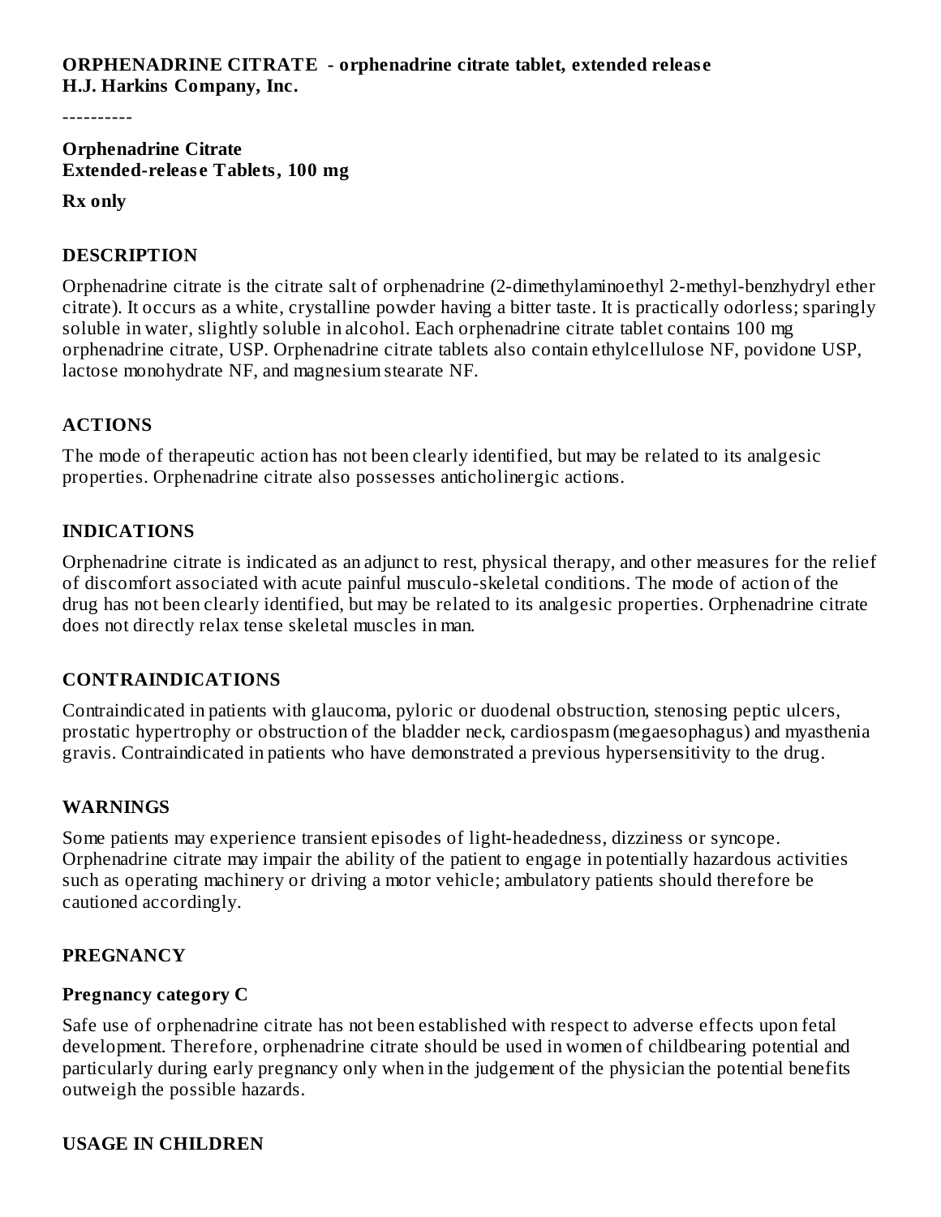**ORPHENADRINE CITRATE - orphenadrine citrate tablet, extended release**
**H.J. Harkins Company, Inc.**

----------

**Orphenadrine Citrate**
**Extended-release Tablets, 100 mg**

**Rx only**

## DESCRIPTION

Orphenadrine citrate is the citrate salt of orphenadrine (2-dimethylaminoethyl 2-methyl-benzhydryl ether citrate). It occurs as a white, crystalline powder having a bitter taste. It is practically odorless; sparingly soluble in water, slightly soluble in alcohol. Each orphenadrine citrate tablet contains 100 mg orphenadrine citrate, USP. Orphenadrine citrate tablets also contain ethylcellulose NF, povidone USP, lactose monohydrate NF, and magnesium stearate NF.

## ACTIONS

The mode of therapeutic action has not been clearly identified, but may be related to its analgesic properties. Orphenadrine citrate also possesses anticholinergic actions.

## INDICATIONS

Orphenadrine citrate is indicated as an adjunct to rest, physical therapy, and other measures for the relief of discomfort associated with acute painful musculo-skeletal conditions. The mode of action of the drug has not been clearly identified, but may be related to its analgesic properties. Orphenadrine citrate does not directly relax tense skeletal muscles in man.

## CONTRAINDICATIONS

Contraindicated in patients with glaucoma, pyloric or duodenal obstruction, stenosing peptic ulcers, prostatic hypertrophy or obstruction of the bladder neck, cardiospasm (megaesophagus) and myasthenia gravis. Contraindicated in patients who have demonstrated a previous hypersensitivity to the drug.

## WARNINGS

Some patients may experience transient episodes of light-headedness, dizziness or syncope. Orphenadrine citrate may impair the ability of the patient to engage in potentially hazardous activities such as operating machinery or driving a motor vehicle; ambulatory patients should therefore be cautioned accordingly.

## PREGNANCY

### Pregnancy category C

Safe use of orphenadrine citrate has not been established with respect to adverse effects upon fetal development. Therefore, orphenadrine citrate should be used in women of childbearing potential and particularly during early pregnancy only when in the judgement of the physician the potential benefits outweigh the possible hazards.

## USAGE IN CHILDREN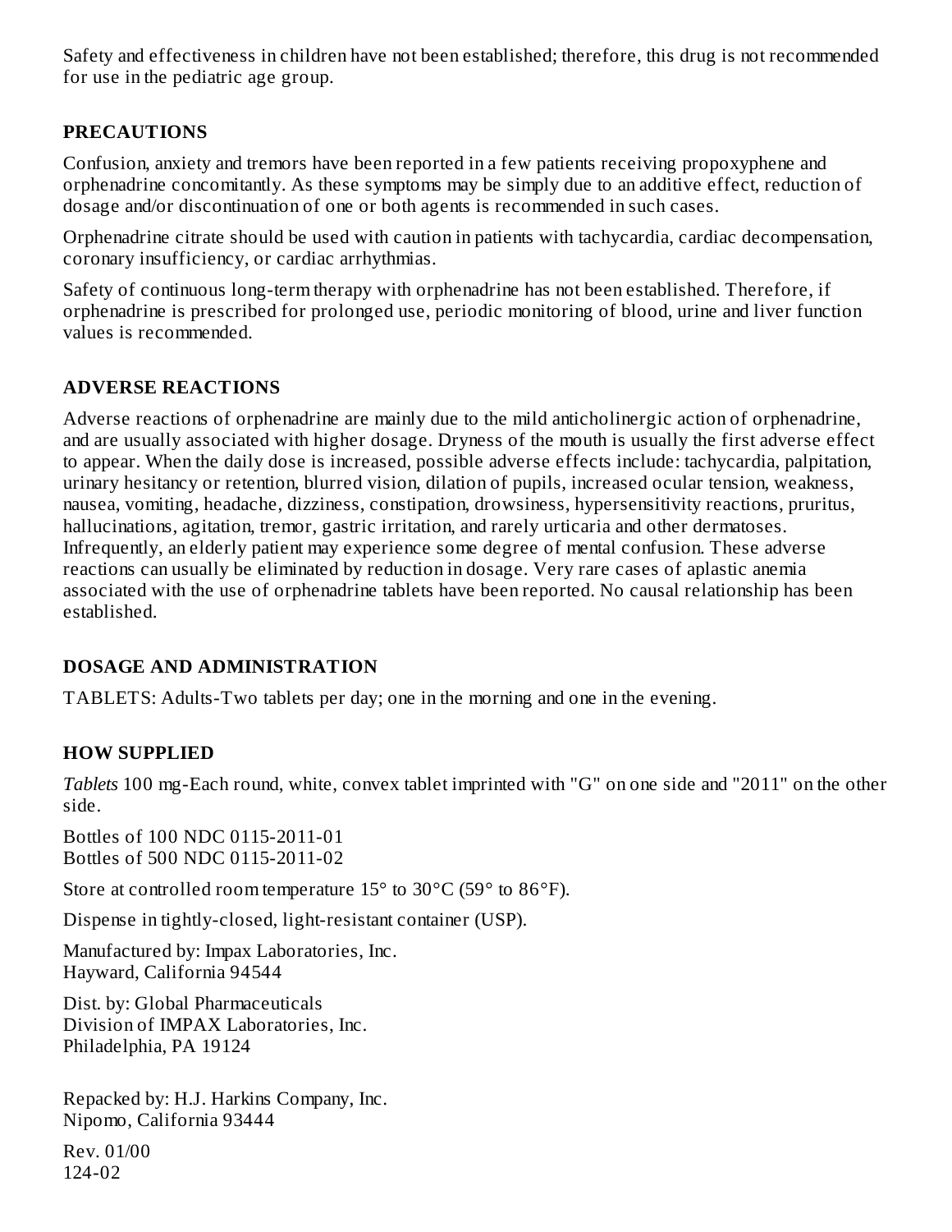Safety and effectiveness in children have not been established; therefore, this drug is not recommended for use in the pediatric age group.

## PRECAUTIONS

Confusion, anxiety and tremors have been reported in a few patients receiving propoxyphene and orphenadrine concomitantly. As these symptoms may be simply due to an additive effect, reduction of dosage and/or discontinuation of one or both agents is recommended in such cases.

Orphenadrine citrate should be used with caution in patients with tachycardia, cardiac decompensation, coronary insufficiency, or cardiac arrhythmias.

Safety of continuous long-term therapy with orphenadrine has not been established. Therefore, if orphenadrine is prescribed for prolonged use, periodic monitoring of blood, urine and liver function values is recommended.

## ADVERSE REACTIONS

Adverse reactions of orphenadrine are mainly due to the mild anticholinergic action of orphenadrine, and are usually associated with higher dosage. Dryness of the mouth is usually the first adverse effect to appear. When the daily dose is increased, possible adverse effects include: tachycardia, palpitation, urinary hesitancy or retention, blurred vision, dilation of pupils, increased ocular tension, weakness, nausea, vomiting, headache, dizziness, constipation, drowsiness, hypersensitivity reactions, pruritus, hallucinations, agitation, tremor, gastric irritation, and rarely urticaria and other dermatoses. Infrequently, an elderly patient may experience some degree of mental confusion. These adverse reactions can usually be eliminated by reduction in dosage. Very rare cases of aplastic anemia associated with the use of orphenadrine tablets have been reported. No causal relationship has been established.

## DOSAGE AND ADMINISTRATION

TABLETS: Adults-Two tablets per day; one in the morning and one in the evening.

## HOW SUPPLIED

*Tablets* 100 mg-Each round, white, convex tablet imprinted with "G" on one side and "2011" on the other side.

Bottles of 100 NDC 0115-2011-01
Bottles of 500 NDC 0115-2011-02

Store at controlled room temperature 15° to 30°C (59° to 86°F).

Dispense in tightly-closed, light-resistant container (USP).

Manufactured by: Impax Laboratories, Inc.
Hayward, California 94544

Dist. by: Global Pharmaceuticals
Division of IMPAX Laboratories, Inc.
Philadelphia, PA 19124

Repacked by: H.J. Harkins Company, Inc.
Nipomo, California 93444

Rev. 01/00
124-02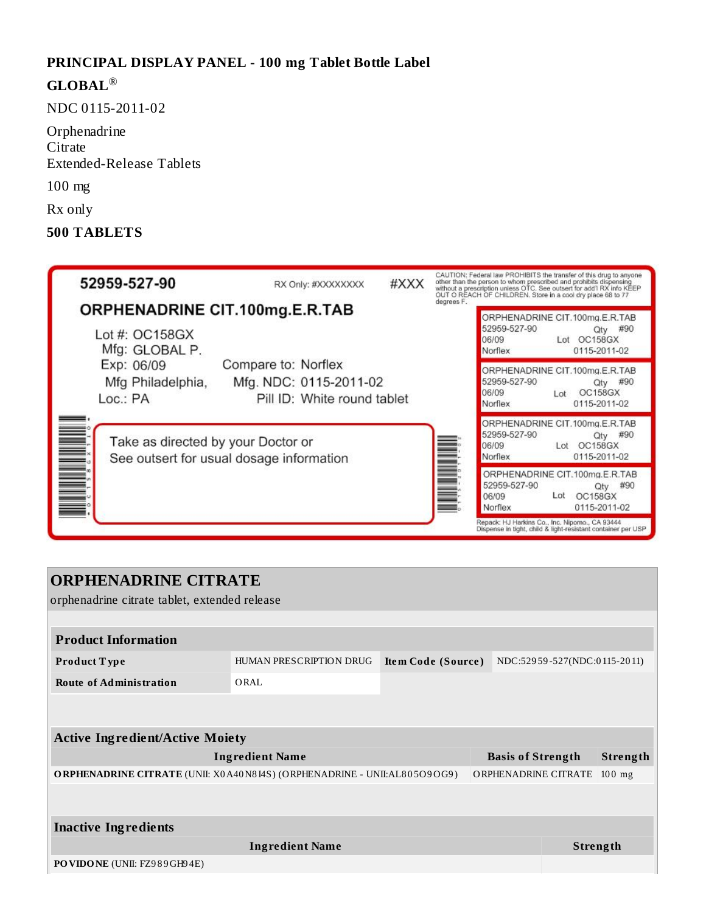**PRINCIPAL DISPLAY PANEL - 100 mg Tablet Bottle Label**

**GLOBAL®**

NDC 0115-2011-02

Orphenadrine
Citrate
Extended-Release Tablets

100 mg

Rx only

**500 TABLETS**

52959-527-90 RX Only: #XXXXXXXX #XXX

ORPHENADRINE CIT.100mg.E.R.TAB

Lot #: OC158GX
Mfg: GLOBAL P.
Exp: 06/09
Mfg Philadelphia,
Loc.: PA

Compare to: Norflex
Mfg. NDC: 0115-2011-02
Pill ID: White round tablet

Take as directed by your Doctor or
See outsert for usual dosage information

CAUTION: Federal law PROHIBITS the transfer of this drug to anyone other than the person to whom prescribed and prohibits dispensing without a prescription unless OTC. See outsert for add'l RX info KEEP OUT O REACH OF CHILDREN. Store in a cool dry place 68 to 77 degrees F.

ORPHENADRINE CIT.100mg.E.R.TAB
52959-527-90 Qty #90
06/09 Lot OC158GX
Norflex 0115-2011-02

ORPHENADRINE CIT.100mg.E.R.TAB
52959-527-90 Qty #90
06/09 Lot OC158GX
Norflex 0115-2011-02

ORPHENADRINE CIT.100mg.E.R.TAB
52959-527-90 Qty #90
06/09 Lot OC158GX
Norflex 0115-2011-02

ORPHENADRINE CIT.100mg.E.R.TAB
52959-527-90 Qty #90
06/09 Lot OC158GX
Norflex 0115-2011-02

Repack: HJ Harkins Co., Inc. Nipomo., CA 93444
Dispense in tight, child & light-resistant container per USP

## ORPHENADRINE CITRATE

orphenadrine citrate tablet, extended release

| **Product Information** | | | |
|---|---|---|---|
| **Product Type** | HUMAN PRESCRIPTION DRUG | **Item Code (Source)** | NDC:52959-527(NDC:0115-2011) |
| **Route of Administration** | ORAL | | |

| **Active Ingredient/Active Moiety** | | |
|---|---|---|
| **Ingredient Name** | **Basis of Strength** | **Strength** |
| **ORPHENADRINE CITRATE** (UNII: X0A40N8I4S) (ORPHENADRINE - UNII:AL805O9OG9) | ORPHENADRINE CITRATE | 100 mg |

| **Inactive Ingredients** | |
|---|---|
| **Ingredient Name** | **Strength** |
| **POVIDONE** (UNII: FZ989GH94E) | |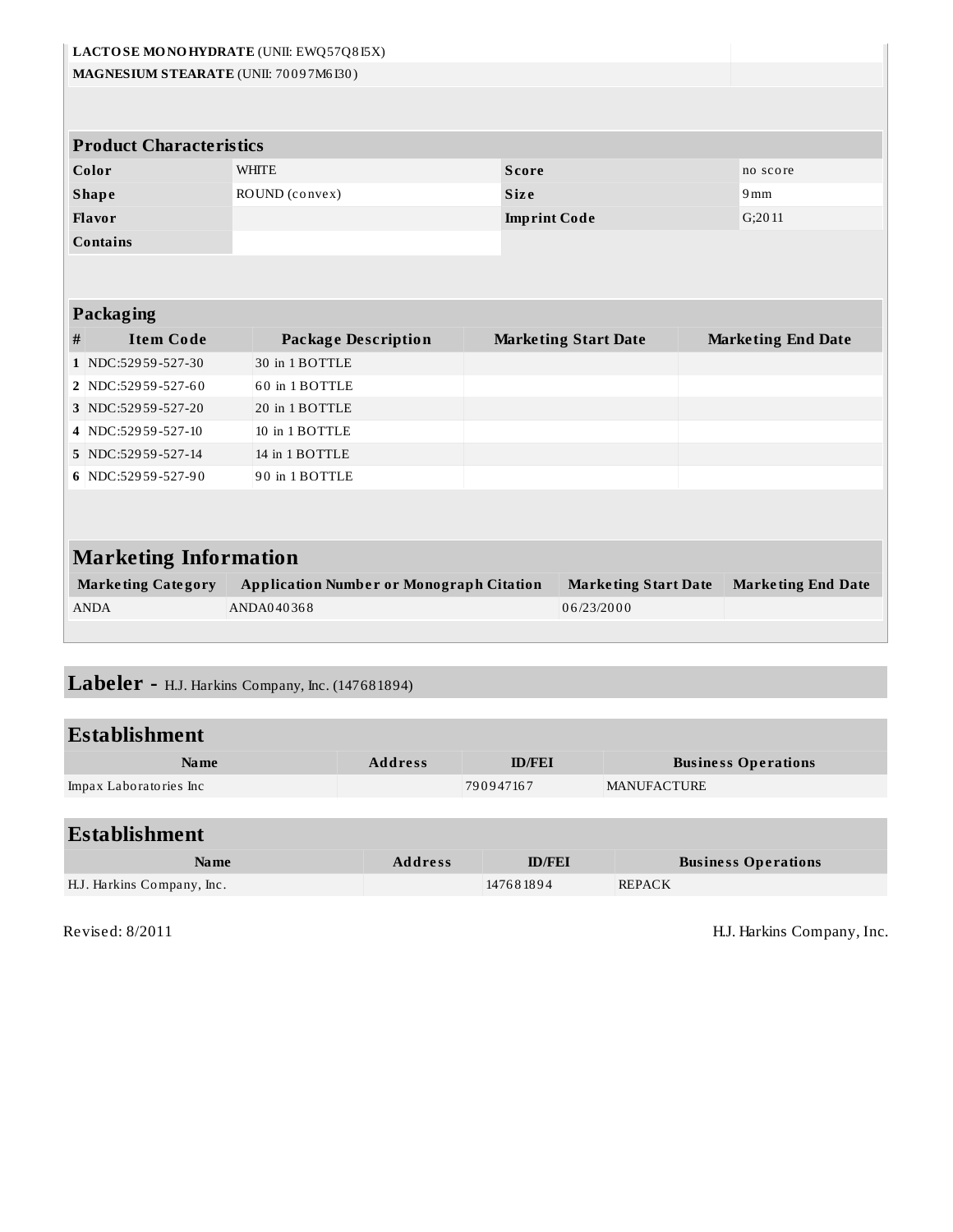| | |
|---|---|
| **LACTOSE MONOHYDRATE** (UNII: EWQ57Q8I5X) | |
| **MAGNESIUM STEARATE** (UNII: 70097M6I30) | |

| Product Characteristics | | | |
|---|---|---|---|
| **Color** | WHITE | **Score** | no score |
| **Shape** | ROUND (convex) | **Size** | 9mm |
| **Flavor** | | **Imprint Code** | G;2011 |
| **Contains** | | | |

**Packaging**

| # | Item Code | Package Description | Marketing Start Date | Marketing End Date |
|---|---|---|---|---|
| 1 | NDC:52959-527-30 | 30 in 1 BOTTLE | | |
| 2 | NDC:52959-527-60 | 60 in 1 BOTTLE | | |
| 3 | NDC:52959-527-20 | 20 in 1 BOTTLE | | |
| 4 | NDC:52959-527-10 | 10 in 1 BOTTLE | | |
| 5 | NDC:52959-527-14 | 14 in 1 BOTTLE | | |
| 6 | NDC:52959-527-90 | 90 in 1 BOTTLE | | |

## Marketing Information

| Marketing Category | Application Number or Monograph Citation | Marketing Start Date | Marketing End Date |
|---|---|---|---|
| ANDA | ANDA040368 | 06/23/2000 | |

## Labeler - H.J. Harkins Company, Inc. (147681894)

## Establishment

| Name | Address | ID/FEI | Business Operations |
|---|---|---|---|
| Impax Laboratories Inc | | 790947167 | MANUFACTURE |

## Establishment

| Name | Address | ID/FEI | Business Operations |
|---|---|---|---|
| H.J. Harkins Company, Inc. | | 147681894 | REPACK |

Revised: 8/2011

H.J. Harkins Company, Inc.